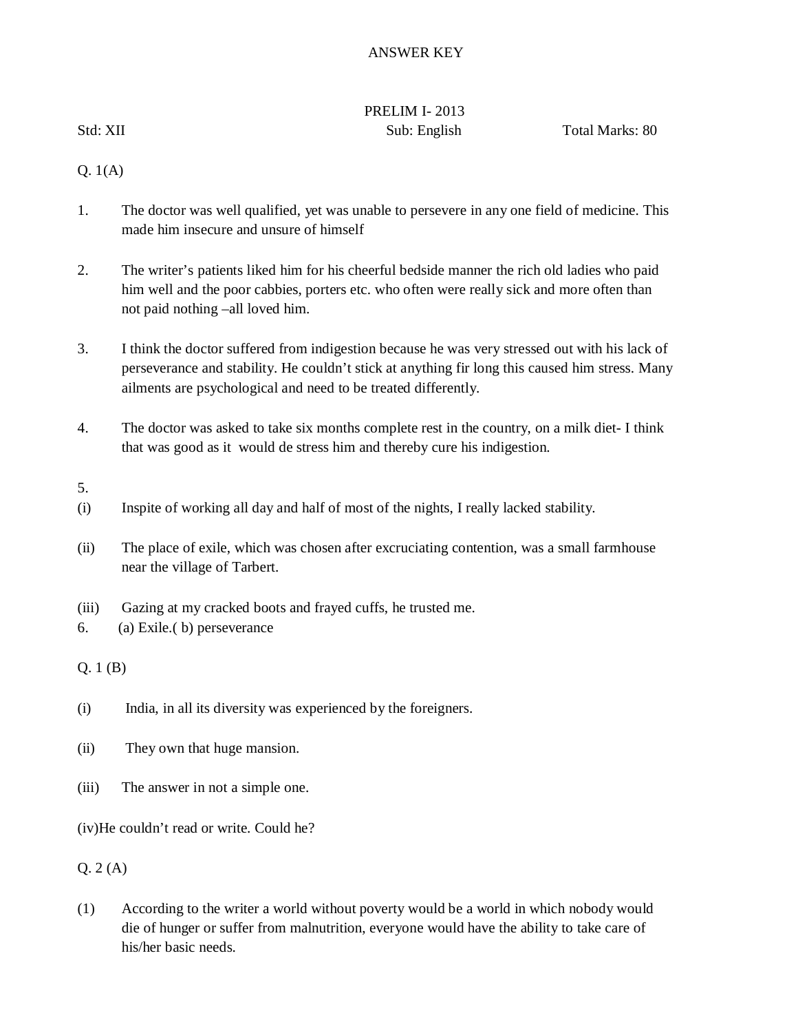# ANSWER KEY

## PRELIM I- 2013

Std: XII Sub: English Total Marks: 80

Q. 1(A)

1. The doctor was well qualified, yet was unable to persevere in any one field of medicine. This made him insecure and unsure of himself

2. The writer's patients liked him for his cheerful bedside manner the rich old ladies who paid him well and the poor cabbies, porters etc. who often were really sick and more often than not paid nothing –all loved him.

3. I think the doctor suffered from indigestion because he was very stressed out with his lack of perseverance and stability. He couldn't stick at anything fir long this caused him stress. Many ailments are psychological and need to be treated differently.

4. The doctor was asked to take six months complete rest in the country, on a milk diet- I think that was good as it would de stress him and thereby cure his indigestion.

5.

(i) Inspite of working all day and half of most of the nights, I really lacked stability.

(ii) The place of exile, which was chosen after excruciating contention, was a small farmhouse near the village of Tarbert.

(iii) Gazing at my cracked boots and frayed cuffs, he trusted me.

6. (a) Exile.( b) perseverance

Q. 1 (B)

(i) India, in all its diversity was experienced by the foreigners.

(ii) They own that huge mansion.

(iii) The answer in not a simple one.

(iv)He couldn't read or write. Could he?

Q. 2 (A)

(1) According to the writer a world without poverty would be a world in which nobody would die of hunger or suffer from malnutrition, everyone would have the ability to take care of his/her basic needs.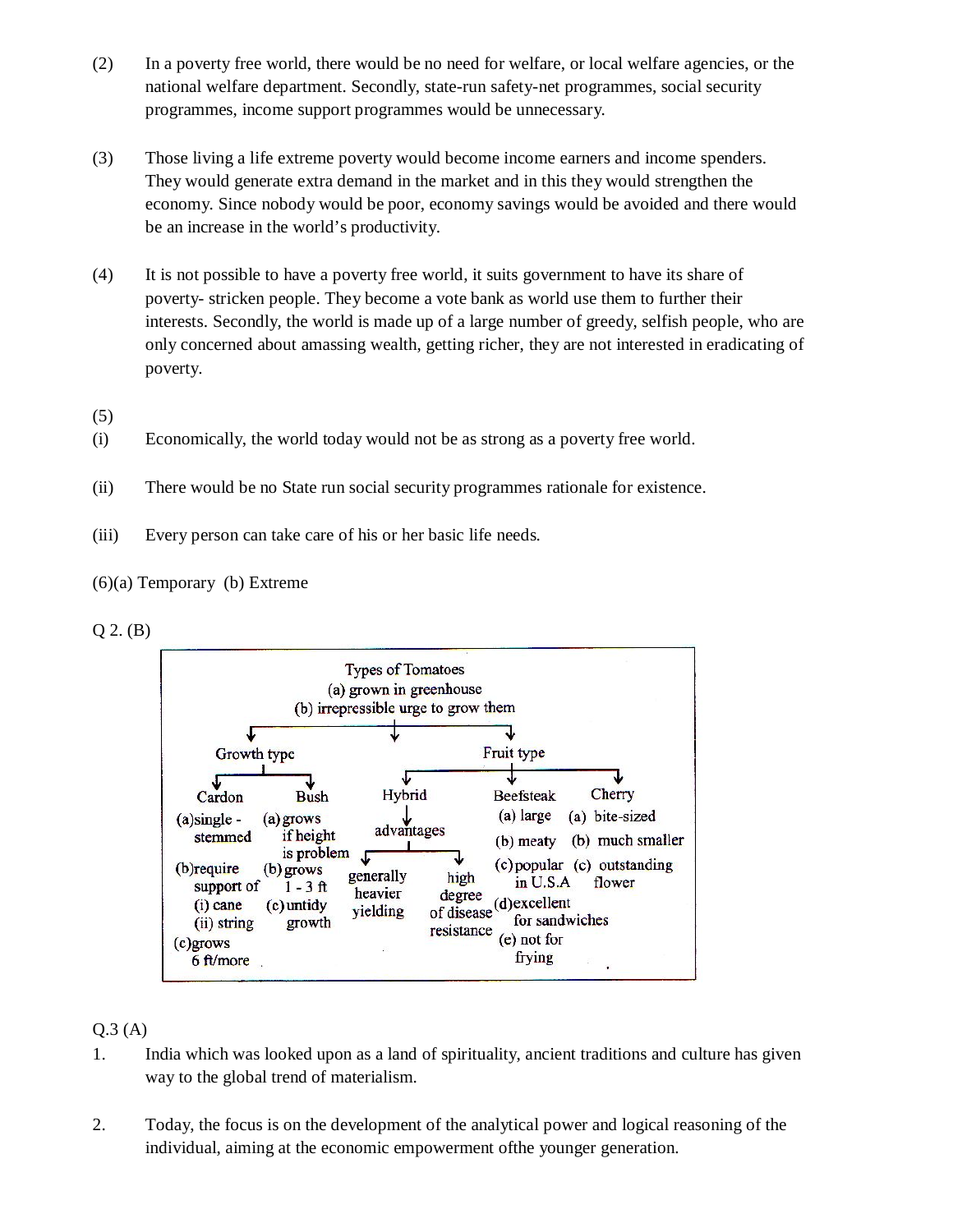(2) In a poverty free world, there would be no need for welfare, or local welfare agencies, or the national welfare department. Secondly, state-run safety-net programmes, social security programmes, income support programmes would be unnecessary.

(3) Those living a life extreme poverty would become income earners and income spenders. They would generate extra demand in the market and in this they would strengthen the economy. Since nobody would be poor, economy savings would be avoided and there would be an increase in the world's productivity.

(4) It is not possible to have a poverty free world, it suits government to have its share of poverty- stricken people. They become a vote bank as world use them to further their interests. Secondly, the world is made up of a large number of greedy, selfish people, who are only concerned about amassing wealth, getting richer, they are not interested in eradicating of poverty.

(5)

(i) Economically, the world today would not be as strong as a poverty free world.

(ii) There would be no State run social security programmes rationale for existence.

(iii) Every person can take care of his or her basic life needs.

(6)(a) Temporary (b) Extreme

Q 2. (B)

**Types of Tomatoes**
(a) grown in greenhouse
(b) irrepressible urge to grow them

- **Growth type**
  - **Cardon**
    - (a) single - stemmed
    - (b) require support of (i) cane (ii) string
    - (c) grows 6 ft/more
  - **Bush**
    - (a) grows if height is problem
    - (b) grows 1 - 3 ft
    - (c) untidy growth
- **Hybrid**
  - advantages
    - generally heavier yielding
    - high degree of disease resistance
- **Fruit type**
  - **Beefsteak**
    - (a) large
    - (b) meaty
    - (c) popular in U.S.A
    - (d) excellent for sandwiches
    - (e) not for frying
  - **Cherry**
    - (a) bite-sized
    - (b) much smaller
    - (c) outstanding flower

Q.3 (A)

1. India which was looked upon as a land of spirituality, ancient traditions and culture has given way to the global trend of materialism.

2. Today, the focus is on the development of the analytical power and logical reasoning of the individual, aiming at the economic empowerment ofthe younger generation.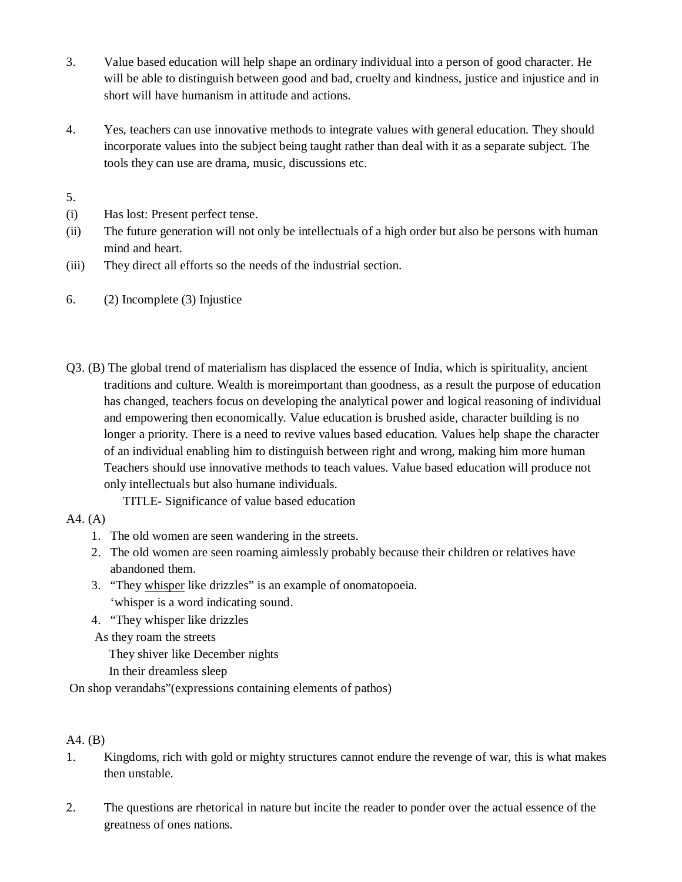3. Value based education will help shape an ordinary individual into a person of good character. He will be able to distinguish between good and bad, cruelty and kindness, justice and injustice and in short will have humanism in attitude and actions.

4. Yes, teachers can use innovative methods to integrate values with general education. They should incorporate values into the subject being taught rather than deal with it as a separate subject. The tools they can use are drama, music, discussions etc.

5.

(i) Has lost: Present perfect tense.

(ii) The future generation will not only be intellectuals of a high order but also be persons with human mind and heart.

(iii) They direct all efforts so the needs of the industrial section.

6. (2) Incomplete (3) Injustice

Q3. (B) The global trend of materialism has displaced the essence of India, which is spirituality, ancient traditions and culture. Wealth is moreimportant than goodness, as a result the purpose of education has changed, teachers focus on developing the analytical power and logical reasoning of individual and empowering then economically. Value education is brushed aside, character building is no longer a priority. There is a need to revive values based education. Values help shape the character of an individual enabling him to distinguish between right and wrong, making him more human Teachers should use innovative methods to teach values. Value based education will produce not only intellectuals but also humane individuals.

TITLE- Significance of value based education

A4. (A)

1. The old women are seen wandering in the streets.
2. The old women are seen roaming aimlessly probably because their children or relatives have abandoned them.
3. "They <u>whisper</u> like drizzles" is an example of onomatopoeia.
   'whisper is a word indicating sound.
4. "They whisper like drizzles

As they roam the streets

They shiver like December nights

In their dreamless sleep

On shop verandahs"(expressions containing elements of pathos)

A4. (B)

1. Kingdoms, rich with gold or mighty structures cannot endure the revenge of war, this is what makes then unstable.

2. The questions are rhetorical in nature but incite the reader to ponder over the actual essence of the greatness of ones nations.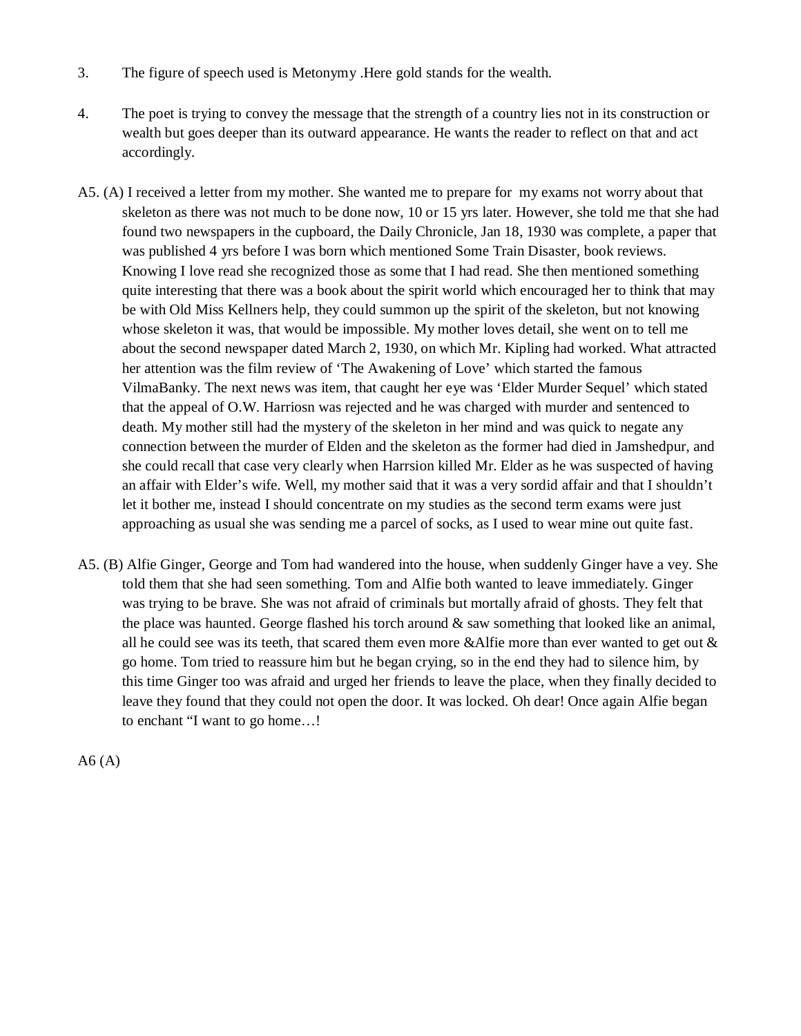3. The figure of speech used is Metonymy .Here gold stands for the wealth.

4. The poet is trying to convey the message that the strength of a country lies not in its construction or wealth but goes deeper than its outward appearance. He wants the reader to reflect on that and act accordingly.

A5. (A) I received a letter from my mother. She wanted me to prepare for my exams not worry about that skeleton as there was not much to be done now, 10 or 15 yrs later. However, she told me that she had found two newspapers in the cupboard, the Daily Chronicle, Jan 18, 1930 was complete, a paper that was published 4 yrs before I was born which mentioned Some Train Disaster, book reviews. Knowing I love read she recognized those as some that I had read. She then mentioned something quite interesting that there was a book about the spirit world which encouraged her to think that may be with Old Miss Kellners help, they could summon up the spirit of the skeleton, but not knowing whose skeleton it was, that would be impossible. My mother loves detail, she went on to tell me about the second newspaper dated March 2, 1930, on which Mr. Kipling had worked. What attracted her attention was the film review of 'The Awakening of Love' which started the famous VilmaBanky. The next news was item, that caught her eye was 'Elder Murder Sequel' which stated that the appeal of O.W. Harriosn was rejected and he was charged with murder and sentenced to death. My mother still had the mystery of the skeleton in her mind and was quick to negate any connection between the murder of Elden and the skeleton as the former had died in Jamshedpur, and she could recall that case very clearly when Harrsion killed Mr. Elder as he was suspected of having an affair with Elder's wife. Well, my mother said that it was a very sordid affair and that I shouldn't let it bother me, instead I should concentrate on my studies as the second term exams were just approaching as usual she was sending me a parcel of socks, as I used to wear mine out quite fast.

A5. (B) Alfie Ginger, George and Tom had wandered into the house, when suddenly Ginger have a vey. She told them that she had seen something. Tom and Alfie both wanted to leave immediately. Ginger was trying to be brave. She was not afraid of criminals but mortally afraid of ghosts. They felt that the place was haunted. George flashed his torch around & saw something that looked like an animal, all he could see was its teeth, that scared them even more &Alfie more than ever wanted to get out & go home. Tom tried to reassure him but he began crying, so in the end they had to silence him, by this time Ginger too was afraid and urged her friends to leave the place, when they finally decided to leave they found that they could not open the door. It was locked. Oh dear! Once again Alfie began to enchant "I want to go home…!

A6 (A)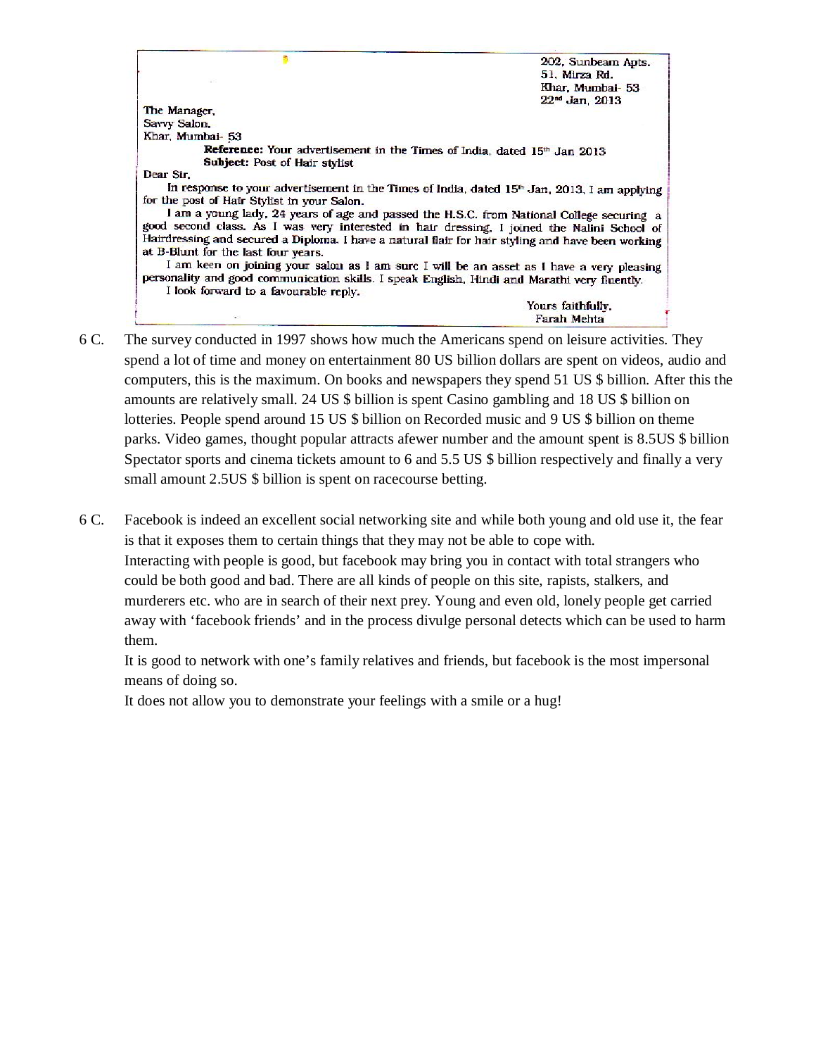202, Sunbeam Apts.
51, Mirza Rd.
Khar, Mumbai- 53
22nd Jan, 2013

The Manager,
Savvy Salon,
Khar, Mumbai- 53

**Reference:** Your advertisement in the Times of India, dated 15th Jan 2013
**Subject:** Post of Hair stylist

Dear Sir,

In response to your advertisement in the Times of India, dated 15th Jan, 2013, I am applying for the post of Hair Stylist in your Salon.

I am a young lady, 24 years of age and passed the H.S.C. from National College securing a good second class. As I was very interested in hair dressing, I joined the Nalini School of Hairdressing and secured a Diploma. I have a natural flair for hair styling and have been working at B-Blunt for the last four years.

I am keen on joining your salon as I am sure I will be an asset as I have a very pleasing personality and good communication skills. I speak English, Hindi and Marathi very fluently.

I look forward to a favourable reply.

Yours faithfully,
Farah Mehta

6 C. The survey conducted in 1997 shows how much the Americans spend on leisure activities. They spend a lot of time and money on entertainment 80 US billion dollars are spent on videos, audio and computers, this is the maximum. On books and newspapers they spend 51 US $ billion. After this the amounts are relatively small. 24 US $ billion is spent Casino gambling and 18 US $ billion on lotteries. People spend around 15 US $ billion on Recorded music and 9 US $ billion on theme parks. Video games, thought popular attracts afewer number and the amount spent is 8.5US $ billion Spectator sports and cinema tickets amount to 6 and 5.5 US $ billion respectively and finally a very small amount 2.5US $ billion is spent on racecourse betting.

6 C. Facebook is indeed an excellent social networking site and while both young and old use it, the fear is that it exposes them to certain things that they may not be able to cope with.

Interacting with people is good, but facebook may bring you in contact with total strangers who could be both good and bad. There are all kinds of people on this site, rapists, stalkers, and murderers etc. who are in search of their next prey. Young and even old, lonely people get carried away with 'facebook friends' and in the process divulge personal detects which can be used to harm them.

It is good to network with one's family relatives and friends, but facebook is the most impersonal means of doing so.

It does not allow you to demonstrate your feelings with a smile or a hug!